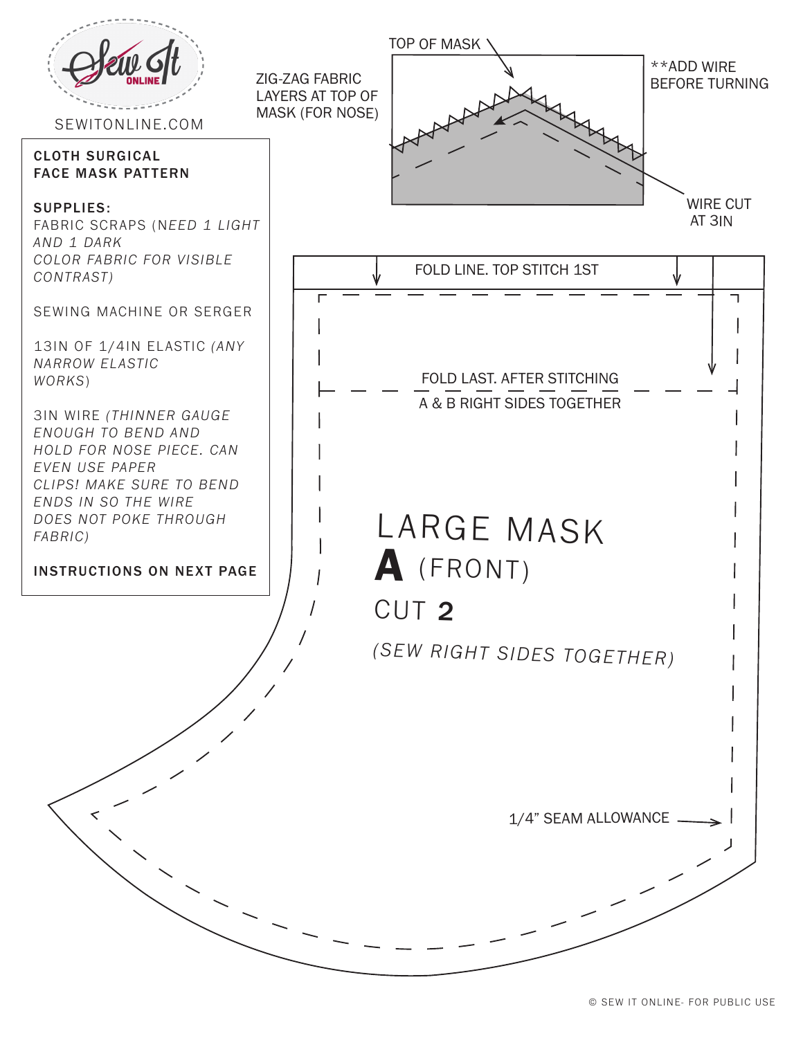Sew It ONLINE

SEWITONLINE.COM

**CLOTH SURGICAL FACE MASK PATTERN**

**SUPPLIES:**

FABRIC SCRAPS (*NEED 1 LIGHT AND 1 DARK COLOR FABRIC FOR VISIBLE CONTRAST*)

SEWING MACHINE OR SERGER

13IN OF 1/4IN ELASTIC *(ANY NARROW ELASTIC WORKS)*

3IN WIRE *(THINNER GAUGE ENOUGH TO BEND AND HOLD FOR NOSE PIECE. CAN EVEN USE PAPER CLIPS! MAKE SURE TO BEND ENDS IN SO THE WIRE DOES NOT POKE THROUGH FABRIC)*

**INSTRUCTIONS ON NEXT PAGE**

ZIG-ZAG FABRIC LAYERS AT TOP OF MASK (FOR NOSE)

TOP OF MASK

**ADD WIRE BEFORE TURNING

WIRE CUT AT 3IN

FOLD LINE. TOP STITCH 1ST

FOLD LAST. AFTER STITCHING

A & B RIGHT SIDES TOGETHER

# LARGE MASK

## A (FRONT)

CUT **2**

*(SEW RIGHT SIDES TOGETHER)*

1/4" SEAM ALLOWANCE

© SEW IT ONLINE- FOR PUBLIC USE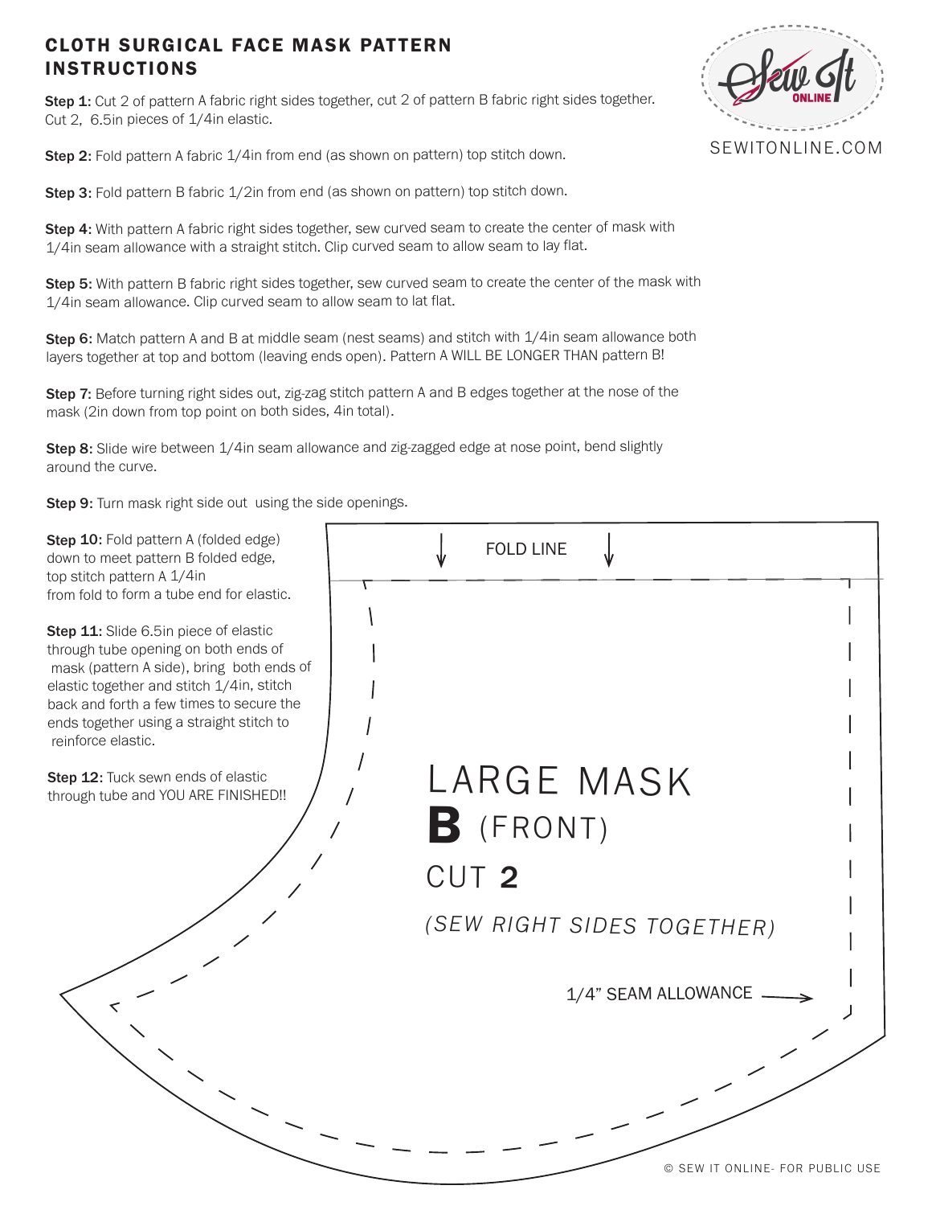# CLOTH SURGICAL FACE MASK PATTERN INSTRUCTIONS

SEWITONLINE.COM

**Step 1:** Cut 2 of pattern A fabric right sides together, cut 2 of pattern B fabric right sides together. Cut 2, 6.5in pieces of 1/4in elastic.

**Step 2:** Fold pattern A fabric 1/4in from end (as shown on pattern) top stitch down.

**Step 3:** Fold pattern B fabric 1/2in from end (as shown on pattern) top stitch down.

**Step 4:** With pattern A fabric right sides together, sew curved seam to create the center of mask with 1/4in seam allowance with a straight stitch. Clip curved seam to allow seam to lay flat.

**Step 5:** With pattern B fabric right sides together, sew curved seam to create the center of the mask with 1/4in seam allowance. Clip curved seam to allow seam to lat flat.

**Step 6:** Match pattern A and B at middle seam (nest seams) and stitch with 1/4in seam allowance both layers together at top and bottom (leaving ends open). Pattern A WILL BE LONGER THAN pattern B!

**Step 7:** Before turning right sides out, zig-zag stitch pattern A and B edges together at the nose of the mask (2in down from top point on both sides, 4in total).

**Step 8:** Slide wire between 1/4in seam allowance and zig-zagged edge at nose point, bend slightly around the curve.

**Step 9:** Turn mask right side out using the side openings.

**Step 10:** Fold pattern A (folded edge) down to meet pattern B folded edge, top stitch pattern A 1/4in from fold to form a tube end for elastic.

**Step 11:** Slide 6.5in piece of elastic through tube opening on both ends of mask (pattern A side), bring both ends of elastic together and stitch 1/4in, stitch back and forth a few times to secure the ends together using a straight stitch to reinforce elastic.

**Step 12:** Tuck sewn ends of elastic through tube and YOU ARE FINISHED!!

FOLD LINE

LARGE MASK
**B** (FRONT)
CUT **2**
*(SEW RIGHT SIDES TOGETHER)*

1/4" SEAM ALLOWANCE

© SEW IT ONLINE- FOR PUBLIC USE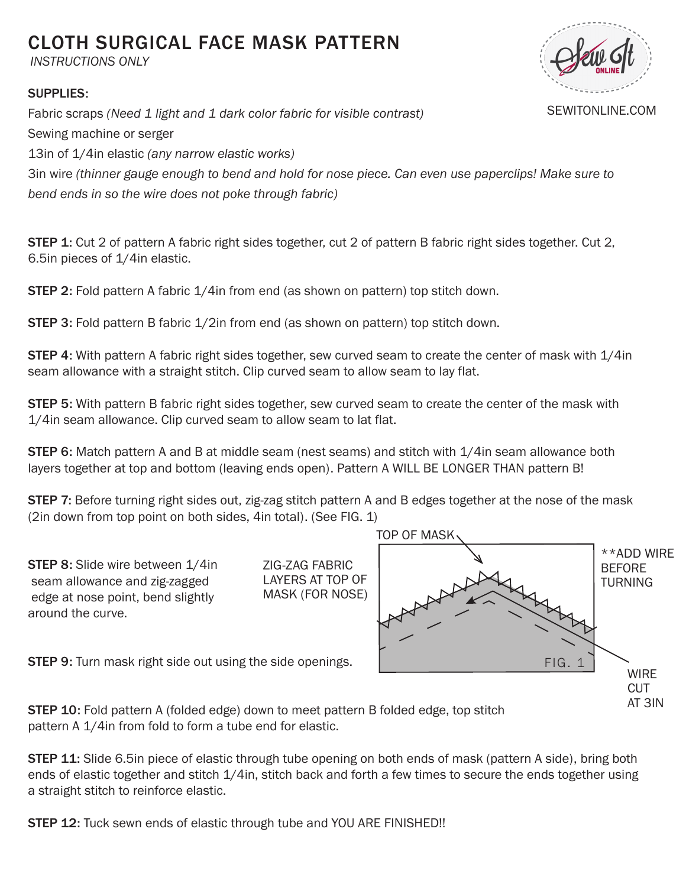# CLOTH SURGICAL FACE MASK PATTERN

*INSTRUCTIONS ONLY*

SEWITONLINE.COM

**SUPPLIES:**

Fabric scraps *(Need 1 light and 1 dark color fabric for visible contrast)*

Sewing machine or serger

13in of 1/4in elastic *(any narrow elastic works)*

3in wire *(thinner gauge enough to bend and hold for nose piece. Can even use paperclips! Make sure to bend ends in so the wire does not poke through fabric)*

**STEP 1**: Cut 2 of pattern A fabric right sides together, cut 2 of pattern B fabric right sides together. Cut 2, 6.5in pieces of 1/4in elastic.

**STEP 2**: Fold pattern A fabric 1/4in from end (as shown on pattern) top stitch down.

**STEP 3**: Fold pattern B fabric 1/2in from end (as shown on pattern) top stitch down.

**STEP 4**: With pattern A fabric right sides together, sew curved seam to create the center of mask with 1/4in seam allowance with a straight stitch. Clip curved seam to allow seam to lay flat.

**STEP 5**: With pattern B fabric right sides together, sew curved seam to create the center of the mask with 1/4in seam allowance. Clip curved seam to allow seam to lat flat.

**STEP 6**: Match pattern A and B at middle seam (nest seams) and stitch with 1/4in seam allowance both layers together at top and bottom (leaving ends open). Pattern A WILL BE LONGER THAN pattern B!

**STEP 7**: Before turning right sides out, zig-zag stitch pattern A and B edges together at the nose of the mask (2in down from top point on both sides, 4in total). (See FIG. 1)

**STEP 8**: Slide wire between 1/4in seam allowance and zig-zagged edge at nose point, bend slightly around the curve.

ZIG-ZAG FABRIC LAYERS AT TOP OF MASK (FOR NOSE)

TOP OF MASK

**ADD WIRE BEFORE TURNING

WIRE CUT AT 3IN

FIG. 1

**STEP 9**: Turn mask right side out using the side openings.

**STEP 10**: Fold pattern A (folded edge) down to meet pattern B folded edge, top stitch pattern A 1/4in from fold to form a tube end for elastic.

**STEP 11**: Slide 6.5in piece of elastic through tube opening on both ends of mask (pattern A side), bring both ends of elastic together and stitch 1/4in, stitch back and forth a few times to secure the ends together using a straight stitch to reinforce elastic.

**STEP 12**: Tuck sewn ends of elastic through tube and YOU ARE FINISHED!!